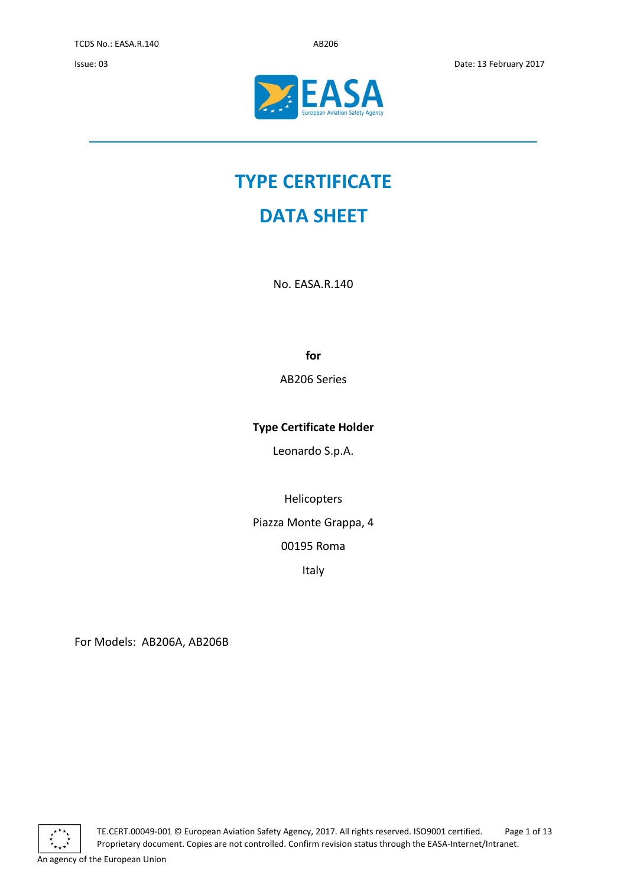# TYPE CERTIFICATE

# DATA SHEET

No. EASA.R.140

**for**

AB206 Series

**Type Certificate Holder**

Leonardo S.p.A.

Helicopters

Piazza Monte Grappa, 4

00195 Roma

Italy

For Models: AB206A, AB206B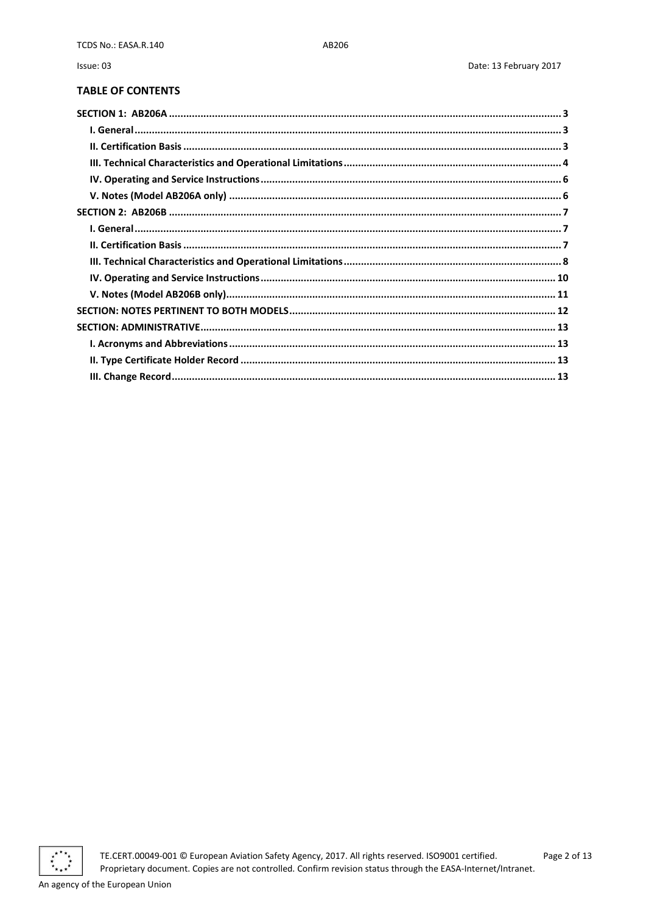## TABLE OF CONTENTS

- **SECTION 1: AB206A** ..... 3
  - **I. General** ..... 3
  - **II. Certification Basis** ..... 3
  - **III. Technical Characteristics and Operational Limitations** ..... 4
  - **IV. Operating and Service Instructions** ..... 6
  - **V. Notes (Model AB206A only)** ..... 6
- **SECTION 2: AB206B** ..... 7
  - **I. General** ..... 7
  - **II. Certification Basis** ..... 7
  - **III. Technical Characteristics and Operational Limitations** ..... 8
  - **IV. Operating and Service Instructions** ..... 10
  - **V. Notes (Model AB206B only)** ..... 11
- **SECTION: NOTES PERTINENT TO BOTH MODELS** ..... 12
- **SECTION: ADMINISTRATIVE** ..... 13
  - **I. Acronyms and Abbreviations** ..... 13
  - **II. Type Certificate Holder Record** ..... 13
  - **III. Change Record** ..... 13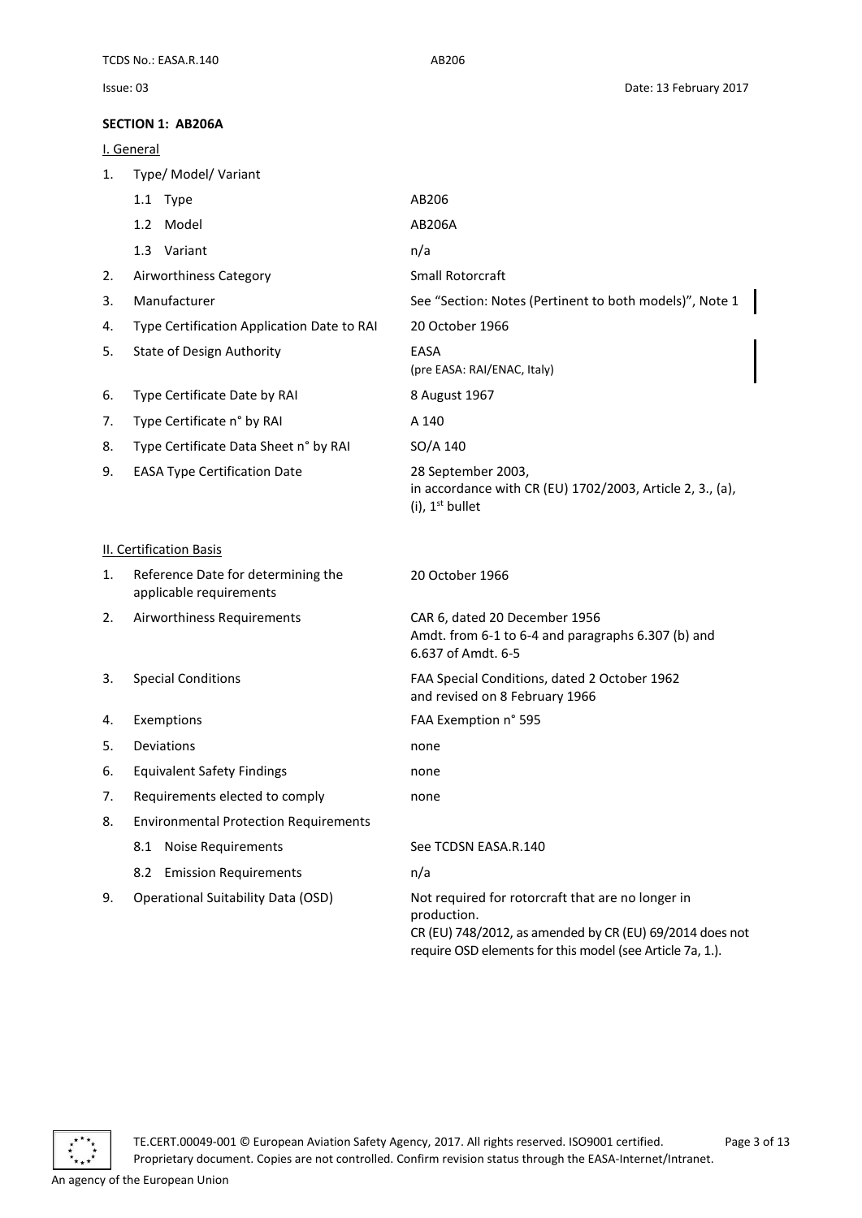## SECTION 1: AB206A

### I. General

| | | |
|---|---|---|
| 1. | Type/ Model/ Variant | |
| | 1.1 Type | AB206 |
| | 1.2 Model | AB206A |
| | 1.3 Variant | n/a |
| 2. | Airworthiness Category | Small Rotorcraft |
| 3. | Manufacturer | See "Section: Notes (Pertinent to both models)", Note 1 |
| 4. | Type Certification Application Date to RAI | 20 October 1966 |
| 5. | State of Design Authority | EASA (pre EASA: RAI/ENAC, Italy) |
| 6. | Type Certificate Date by RAI | 8 August 1967 |
| 7. | Type Certificate n° by RAI | A 140 |
| 8. | Type Certificate Data Sheet n° by RAI | SO/A 140 |
| 9. | EASA Type Certification Date | 28 September 2003, in accordance with CR (EU) 1702/2003, Article 2, 3., (a), (i), 1st bullet |

### II. Certification Basis

| | | |
|---|---|---|
| 1. | Reference Date for determining the applicable requirements | 20 October 1966 |
| 2. | Airworthiness Requirements | CAR 6, dated 20 December 1956 Amdt. from 6-1 to 6-4 and paragraphs 6.307 (b) and 6.637 of Amdt. 6-5 |
| 3. | Special Conditions | FAA Special Conditions, dated 2 October 1962 and revised on 8 February 1966 |
| 4. | Exemptions | FAA Exemption n° 595 |
| 5. | Deviations | none |
| 6. | Equivalent Safety Findings | none |
| 7. | Requirements elected to comply | none |
| 8. | Environmental Protection Requirements | |
| | 8.1 Noise Requirements | See TCDSN EASA.R.140 |
| | 8.2 Emission Requirements | n/a |
| 9. | Operational Suitability Data (OSD) | Not required for rotorcraft that are no longer in production. CR (EU) 748/2012, as amended by CR (EU) 69/2014 does not require OSD elements for this model (see Article 7a, 1.). |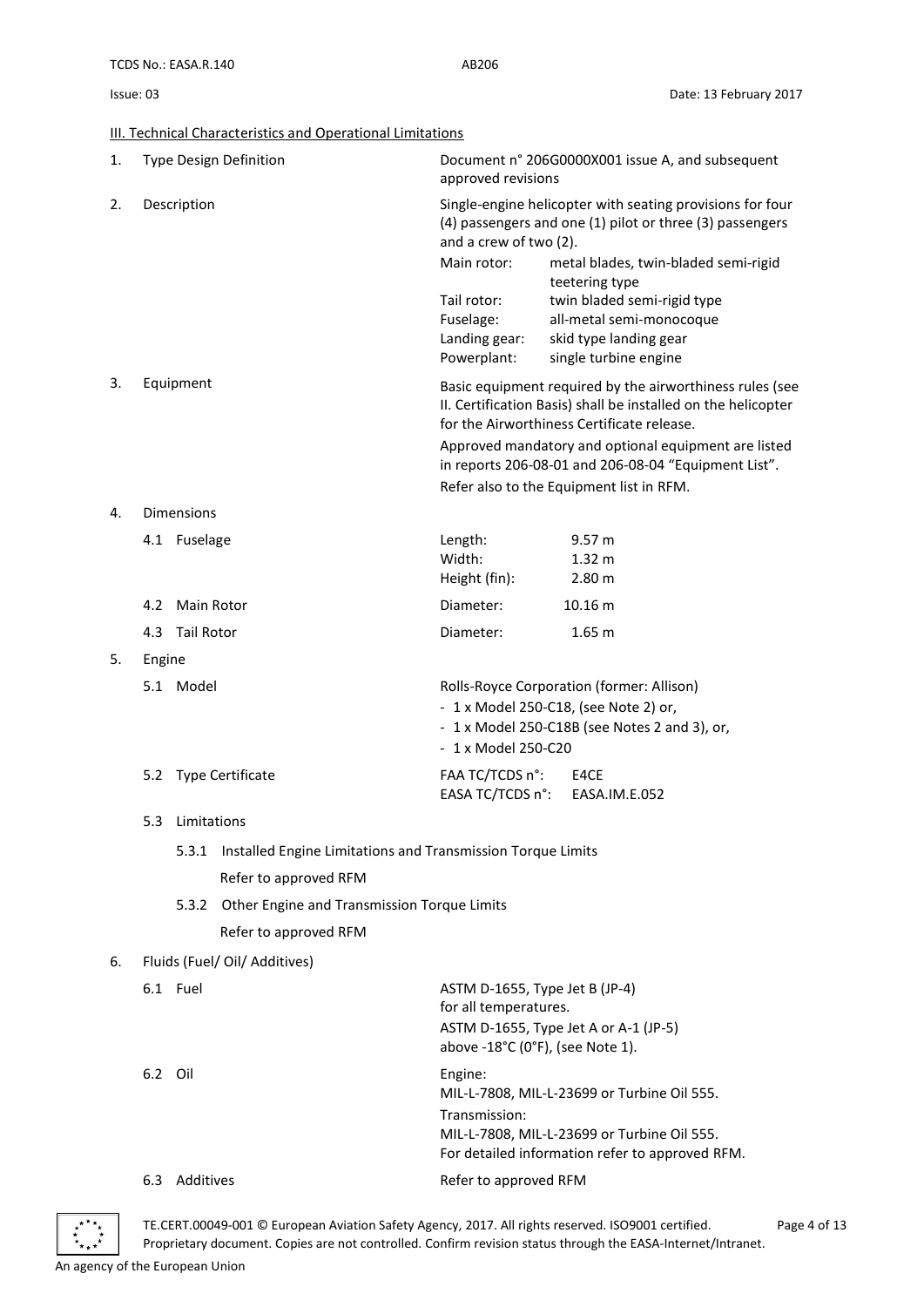## III. Technical Characteristics and Operational Limitations

1. Type Design Definition — Document n° 206G0000X001 issue A, and subsequent approved revisions

2. Description — Single-engine helicopter with seating provisions for four (4) passengers and one (1) pilot or three (3) passengers and a crew of two (2).

| | |
|---|---|
| Main rotor: | metal blades, twin-bladed semi-rigid teetering type |
| Tail rotor: | twin bladed semi-rigid type |
| Fuselage: | all-metal semi-monocoque |
| Landing gear: | skid type landing gear |
| Powerplant: | single turbine engine |

3. Equipment — Basic equipment required by the airworthiness rules (see II. Certification Basis) shall be installed on the helicopter for the Airworthiness Certificate release.

   Approved mandatory and optional equipment are listed in reports 206-08-01 and 206-08-04 "Equipment List".

   Refer also to the Equipment list in RFM.

4. Dimensions

   4.1 Fuselage

   | | |
   |---|---|
   | Length: | 9.57 m |
   | Width: | 1.32 m |
   | Height (fin): | 2.80 m |

   4.2 Main Rotor — Diameter: 10.16 m

   4.3 Tail Rotor — Diameter: 1.65 m

5. Engine

   5.1 Model — Rolls-Royce Corporation (former: Allison)
   - 1 x Model 250-C18, (see Note 2) or,
   - 1 x Model 250-C18B (see Notes 2 and 3), or,
   - 1 x Model 250-C20

   5.2 Type Certificate

   | | |
   |---|---|
   | FAA TC/TCDS n°: | E4CE |
   | EASA TC/TCDS n°: | EASA.IM.E.052 |

   5.3 Limitations

   5.3.1 Installed Engine Limitations and Transmission Torque Limits

   Refer to approved RFM

   5.3.2 Other Engine and Transmission Torque Limits

   Refer to approved RFM

6. Fluids (Fuel/ Oil/ Additives)

   6.1 Fuel — ASTM D-1655, Type Jet B (JP-4) for all temperatures.
   ASTM D-1655, Type Jet A or A-1 (JP-5) above -18°C (0°F), (see Note 1).

   6.2 Oil — Engine:
   MIL-L-7808, MIL-L-23699 or Turbine Oil 555.
   Transmission:
   MIL-L-7808, MIL-L-23699 or Turbine Oil 555.
   For detailed information refer to approved RFM.

   6.3 Additives — Refer to approved RFM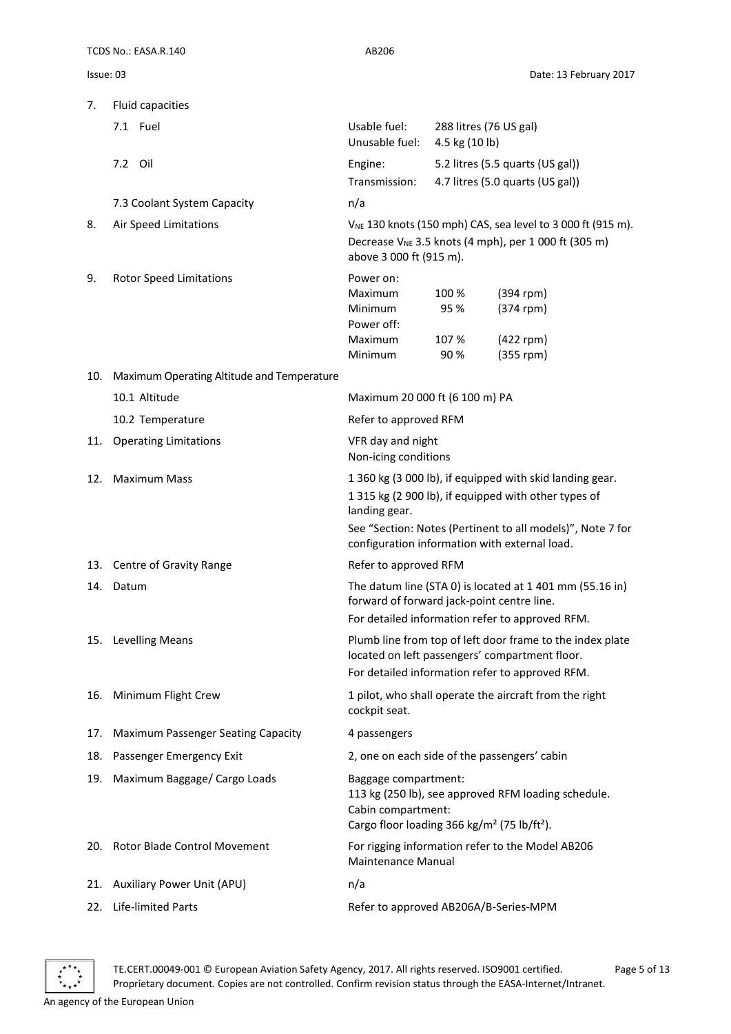7. Fluid capacities

| | | |
|---|---|---|
| 7.1 Fuel | Usable fuel: 288 litres (76 US gal)<br>Unusable fuel: 4.5 kg (10 lb) | |
| 7.2 Oil | Engine: 5.2 litres (5.5 quarts (US gal))<br>Transmission: 4.7 litres (5.0 quarts (US gal)) | |
| 7.3 Coolant System Capacity | n/a | |

8. Air Speed Limitations — $V_{NE}$ 130 knots (150 mph) CAS, sea level to 3 000 ft (915 m). Decrease $V_{NE}$ 3.5 knots (4 mph), per 1 000 ft (305 m) above 3 000 ft (915 m).

9. Rotor Speed Limitations

| | | |
|---|---|---|
| Power on: | | |
| Maximum | 100 % | (394 rpm) |
| Minimum | 95 % | (374 rpm) |
| Power off: | | |
| Maximum | 107 % | (422 rpm) |
| Minimum | 90 % | (355 rpm) |

10. Maximum Operating Altitude and Temperature

10.1 Altitude — Maximum 20 000 ft (6 100 m) PA

10.2 Temperature — Refer to approved RFM

11. Operating Limitations — VFR day and night; Non-icing conditions

12. Maximum Mass — 1 360 kg (3 000 lb), if equipped with skid landing gear.
1 315 kg (2 900 lb), if equipped with other types of landing gear.
See "Section: Notes (Pertinent to all models)", Note 7 for configuration information with external load.

13. Centre of Gravity Range — Refer to approved RFM

14. Datum — The datum line (STA 0) is located at 1 401 mm (55.16 in) forward of forward jack-point centre line.
For detailed information refer to approved RFM.

15. Levelling Means — Plumb line from top of left door frame to the index plate located on left passengers' compartment floor.
For detailed information refer to approved RFM.

16. Minimum Flight Crew — 1 pilot, who shall operate the aircraft from the right cockpit seat.

17. Maximum Passenger Seating Capacity — 4 passengers

18. Passenger Emergency Exit — 2, one on each side of the passengers' cabin

19. Maximum Baggage/ Cargo Loads — Baggage compartment: 113 kg (250 lb), see approved RFM loading schedule.
Cabin compartment: Cargo floor loading 366 kg/m² (75 lb/ft²).

20. Rotor Blade Control Movement — For rigging information refer to the Model AB206 Maintenance Manual

21. Auxiliary Power Unit (APU) — n/a

22. Life-limited Parts — Refer to approved AB206A/B-Series-MPM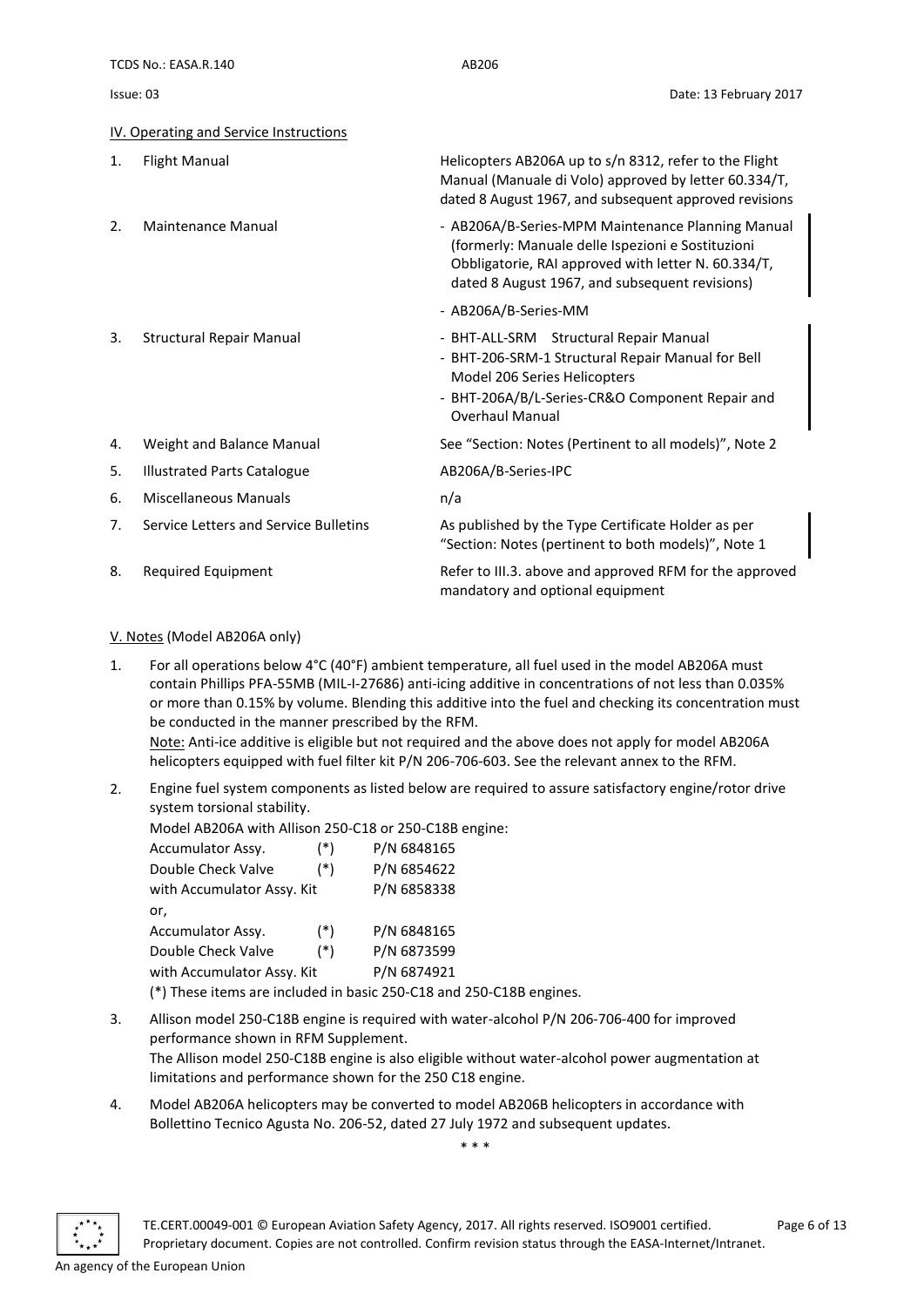## IV. Operating and Service Instructions

| | | |
|---|---|---|
| 1. | Flight Manual | Helicopters AB206A up to s/n 8312, refer to the Flight Manual (Manuale di Volo) approved by letter 60.334/T, dated 8 August 1967, and subsequent approved revisions |
| 2. | Maintenance Manual | - AB206A/B-Series-MPM Maintenance Planning Manual (formerly: Manuale delle Ispezioni e Sostituzioni Obbligatorie, RAI approved with letter N. 60.334/T, dated 8 August 1967, and subsequent revisions)<br>- AB206A/B-Series-MM |
| 3. | Structural Repair Manual | - BHT-ALL-SRM Structural Repair Manual<br>- BHT-206-SRM-1 Structural Repair Manual for Bell Model 206 Series Helicopters<br>- BHT-206A/B/L-Series-CR&O Component Repair and Overhaul Manual |
| 4. | Weight and Balance Manual | See "Section: Notes (Pertinent to all models)", Note 2 |
| 5. | Illustrated Parts Catalogue | AB206A/B-Series-IPC |
| 6. | Miscellaneous Manuals | n/a |
| 7. | Service Letters and Service Bulletins | As published by the Type Certificate Holder as per "Section: Notes (pertinent to both models)", Note 1 |
| 8. | Required Equipment | Refer to III.3. above and approved RFM for the approved mandatory and optional equipment |

## V. Notes (Model AB206A only)

1. For all operations below 4°C (40°F) ambient temperature, all fuel used in the model AB206A must contain Phillips PFA-55MB (MIL-I-27686) anti-icing additive in concentrations of not less than 0.035% or more than 0.15% by volume. Blending this additive into the fuel and checking its concentration must be conducted in the manner prescribed by the RFM.
   Note: Anti-ice additive is eligible but not required and the above does not apply for model AB206A helicopters equipped with fuel filter kit P/N 206-706-603. See the relevant annex to the RFM.

2. Engine fuel system components as listed below are required to assure satisfactory engine/rotor drive system torsional stability.
   Model AB206A with Allison 250-C18 or 250-C18B engine:

   | | | |
   |---|---|---|
   | Accumulator Assy. | (*) | P/N 6848165 |
   | Double Check Valve | (*) | P/N 6854622 |
   | with Accumulator Assy. Kit | | P/N 6858338 |
   | or, | | |
   | Accumulator Assy. | (*) | P/N 6848165 |
   | Double Check Valve | (*) | P/N 6873599 |
   | with Accumulator Assy. Kit | | P/N 6874921 |

   (*) These items are included in basic 250-C18 and 250-C18B engines.

3. Allison model 250-C18B engine is required with water-alcohol P/N 206-706-400 for improved performance shown in RFM Supplement.
   The Allison model 250-C18B engine is also eligible without water-alcohol power augmentation at limitations and performance shown for the 250 C18 engine.

4. Model AB206A helicopters may be converted to model AB206B helicopters in accordance with Bollettino Tecnico Agusta No. 206-52, dated 27 July 1972 and subsequent updates.

\* \* \*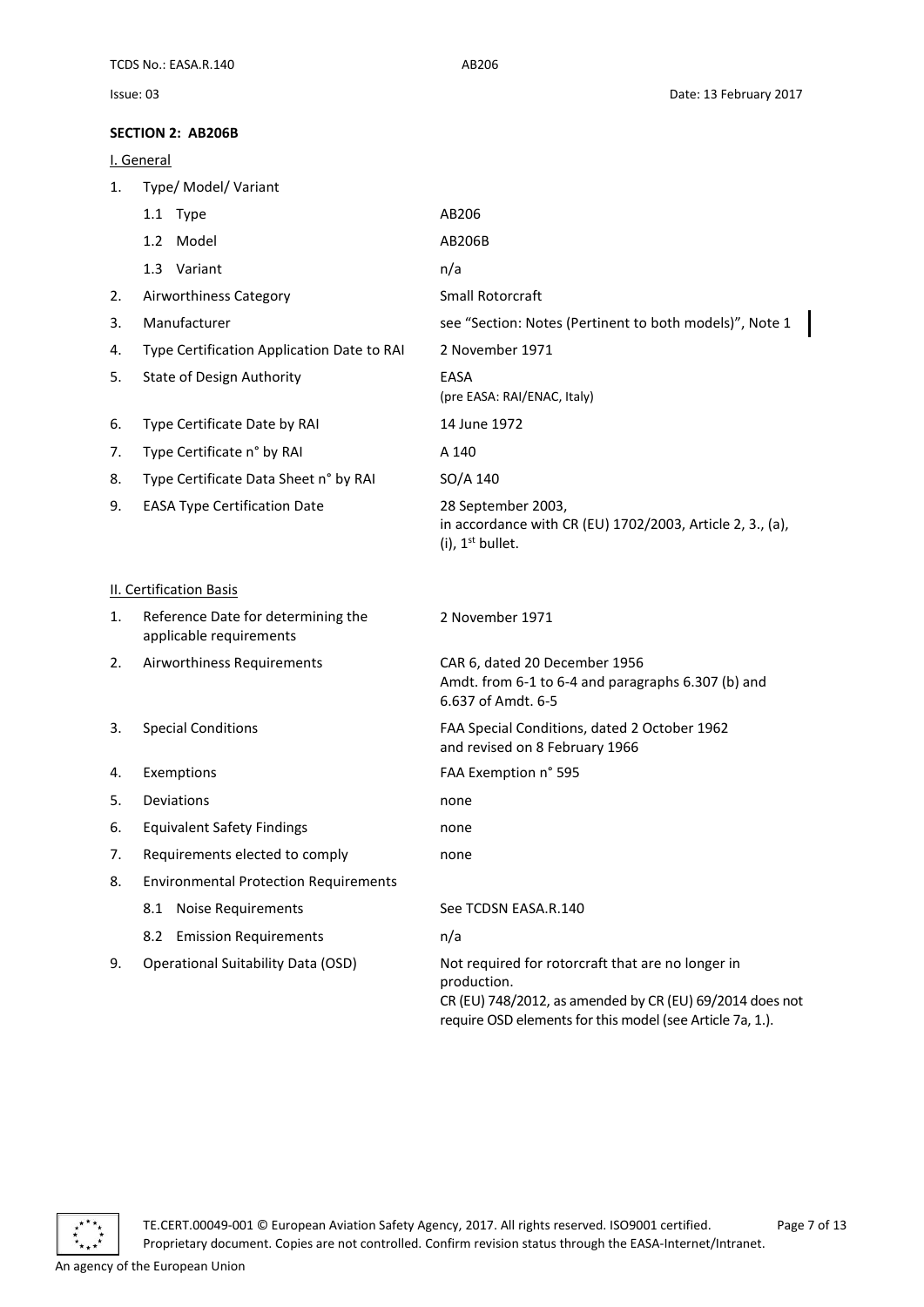## SECTION 2: AB206B

### I. General

| | | |
|---|---|---|
| 1. | Type/ Model/ Variant | |
| | 1.1 Type | AB206 |
| | 1.2 Model | AB206B |
| | 1.3 Variant | n/a |
| 2. | Airworthiness Category | Small Rotorcraft |
| 3. | Manufacturer | see "Section: Notes (Pertinent to both models)", Note 1 |
| 4. | Type Certification Application Date to RAI | 2 November 1971 |
| 5. | State of Design Authority | EASA (pre EASA: RAI/ENAC, Italy) |
| 6. | Type Certificate Date by RAI | 14 June 1972 |
| 7. | Type Certificate n° by RAI | A 140 |
| 8. | Type Certificate Data Sheet n° by RAI | SO/A 140 |
| 9. | EASA Type Certification Date | 28 September 2003, in accordance with CR (EU) 1702/2003, Article 2, 3., (a), (i), 1st bullet. |

### II. Certification Basis

| | | |
|---|---|---|
| 1. | Reference Date for determining the applicable requirements | 2 November 1971 |
| 2. | Airworthiness Requirements | CAR 6, dated 20 December 1956 Amdt. from 6-1 to 6-4 and paragraphs 6.307 (b) and 6.637 of Amdt. 6-5 |
| 3. | Special Conditions | FAA Special Conditions, dated 2 October 1962 and revised on 8 February 1966 |
| 4. | Exemptions | FAA Exemption n° 595 |
| 5. | Deviations | none |
| 6. | Equivalent Safety Findings | none |
| 7. | Requirements elected to comply | none |
| 8. | Environmental Protection Requirements | |
| | 8.1 Noise Requirements | See TCDSN EASA.R.140 |
| | 8.2 Emission Requirements | n/a |
| 9. | Operational Suitability Data (OSD) | Not required for rotorcraft that are no longer in production. CR (EU) 748/2012, as amended by CR (EU) 69/2014 does not require OSD elements for this model (see Article 7a, 1.). |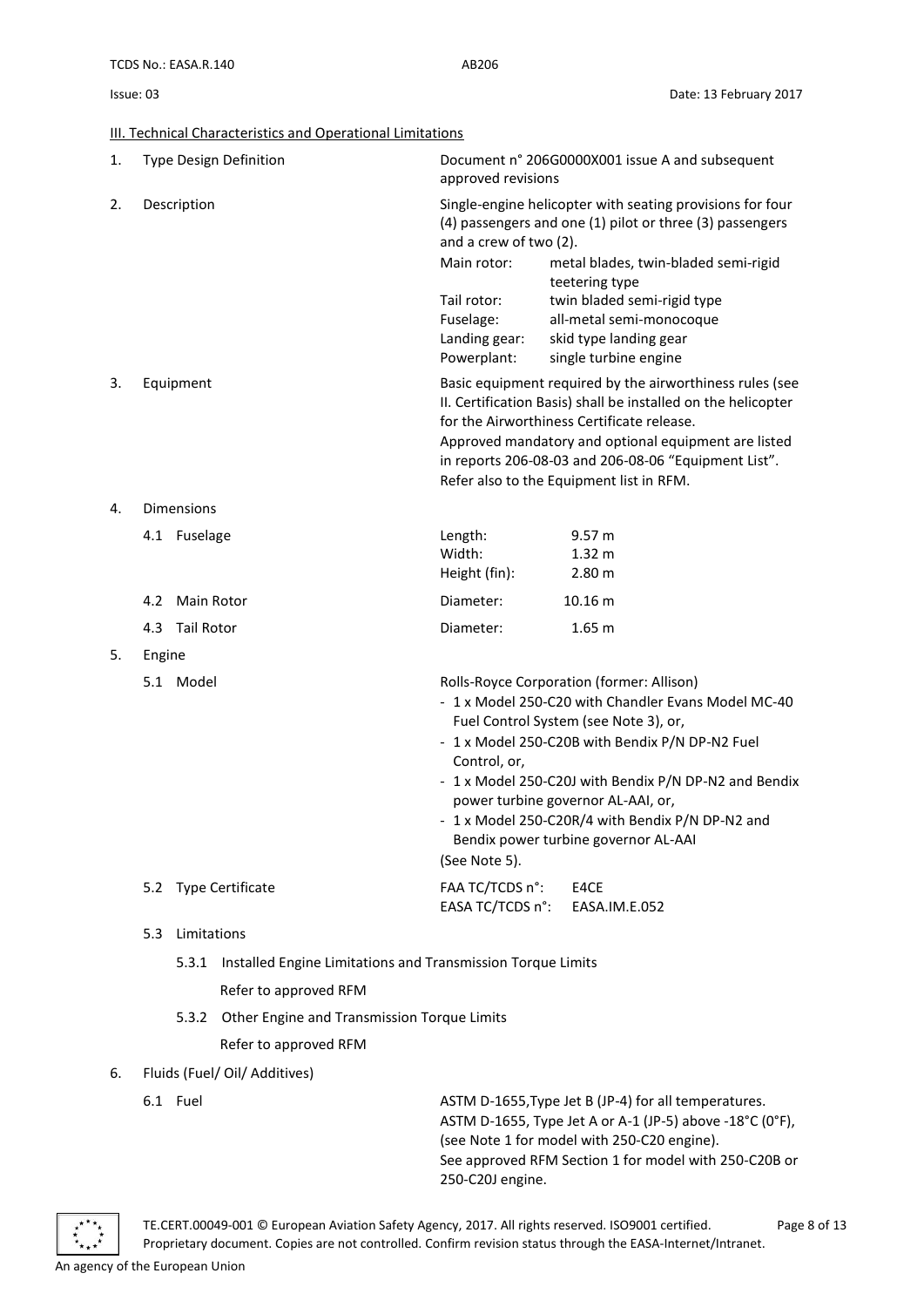## III. Technical Characteristics and Operational Limitations

1. **Type Design Definition**

   Document n° 206G0000X001 issue A and subsequent approved revisions

2. **Description**

   Single-engine helicopter with seating provisions for four (4) passengers and one (1) pilot or three (3) passengers and a crew of two (2).

   | | |
   |---|---|
   | Main rotor: | metal blades, twin-bladed semi-rigid teetering type |
   | Tail rotor: | twin bladed semi-rigid type |
   | Fuselage: | all-metal semi-monocoque |
   | Landing gear: | skid type landing gear |
   | Powerplant: | single turbine engine |

3. **Equipment**

   Basic equipment required by the airworthiness rules (see II. Certification Basis) shall be installed on the helicopter for the Airworthiness Certificate release.
   Approved mandatory and optional equipment are listed in reports 206-08-03 and 206-08-06 "Equipment List".
   Refer also to the Equipment list in RFM.

4. **Dimensions**

   4.1 Fuselage

   | | |
   |---|---|
   | Length: | 9.57 m |
   | Width: | 1.32 m |
   | Height (fin): | 2.80 m |

   4.2 Main Rotor — Diameter: 10.16 m

   4.3 Tail Rotor — Diameter: 1.65 m

5. **Engine**

   5.1 Model

   Rolls-Royce Corporation (former: Allison)
   - 1 x Model 250-C20 with Chandler Evans Model MC-40 Fuel Control System (see Note 3), or,
   - 1 x Model 250-C20B with Bendix P/N DP-N2 Fuel Control, or,
   - 1 x Model 250-C20J with Bendix P/N DP-N2 and Bendix power turbine governor AL-AAI, or,
   - 1 x Model 250-C20R/4 with Bendix P/N DP-N2 and Bendix power turbine governor AL-AAI

   (See Note 5).

   5.2 Type Certificate

   | | |
   |---|---|
   | FAA TC/TCDS n°: | E4CE |
   | EASA TC/TCDS n°: | EASA.IM.E.052 |

   5.3 Limitations

   5.3.1 Installed Engine Limitations and Transmission Torque Limits

   Refer to approved RFM

   5.3.2 Other Engine and Transmission Torque Limits

   Refer to approved RFM

6. **Fluids (Fuel/ Oil/ Additives)**

   6.1 Fuel

   ASTM D-1655,Type Jet B (JP-4) for all temperatures.
   ASTM D-1655, Type Jet A or A-1 (JP-5) above -18°C (0°F), (see Note 1 for model with 250-C20 engine).
   See approved RFM Section 1 for model with 250-C20B or 250-C20J engine.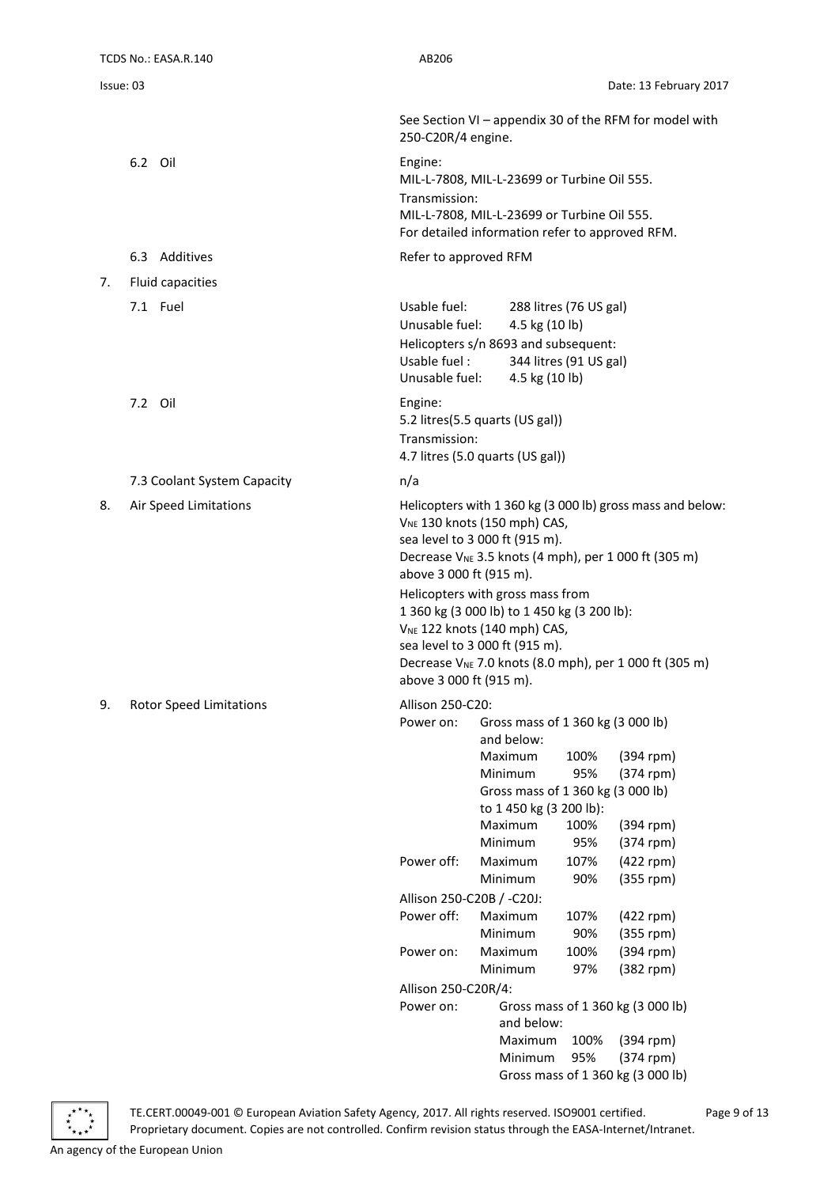| | |
|---|---|
| | See Section VI – appendix 30 of the RFM for model with 250-C20R/4 engine. |
| 6.2 Oil | Engine:<br>MIL-L-7808, MIL-L-23699 or Turbine Oil 555.<br>Transmission:<br>MIL-L-7808, MIL-L-23699 or Turbine Oil 555.<br>For detailed information refer to approved RFM. |
| 6.3 Additives | Refer to approved RFM |
| 7. Fluid capacities | |
| 7.1 Fuel | Usable fuel: 288 litres (76 US gal)<br>Unusable fuel: 4.5 kg (10 lb)<br>Helicopters s/n 8693 and subsequent:<br>Usable fuel : 344 litres (91 US gal)<br>Unusable fuel: 4.5 kg (10 lb) |
| 7.2 Oil | Engine:<br>5.2 litres(5.5 quarts (US gal))<br>Transmission:<br>4.7 litres (5.0 quarts (US gal)) |
| 7.3 Coolant System Capacity | n/a |
| 8. Air Speed Limitations | Helicopters with 1 360 kg (3 000 lb) gross mass and below:<br>$V_{NE}$ 130 knots (150 mph) CAS,<br>sea level to 3 000 ft (915 m).<br>Decrease $V_{NE}$ 3.5 knots (4 mph), per 1 000 ft (305 m) above 3 000 ft (915 m).<br>Helicopters with gross mass from 1 360 kg (3 000 lb) to 1 450 kg (3 200 lb):<br>$V_{NE}$ 122 knots (140 mph) CAS,<br>sea level to 3 000 ft (915 m).<br>Decrease $V_{NE}$ 7.0 knots (8.0 mph), per 1 000 ft (305 m) above 3 000 ft (915 m). |
| 9. Rotor Speed Limitations | Allison 250-C20:<br>Power on: Gross mass of 1 360 kg (3 000 lb) and below:<br>Maximum 100% (394 rpm)<br>Minimum 95% (374 rpm)<br>Gross mass of 1 360 kg (3 000 lb) to 1 450 kg (3 200 lb):<br>Maximum 100% (394 rpm)<br>Minimum 95% (374 rpm)<br>Power off: Maximum 107% (422 rpm)<br>Minimum 90% (355 rpm)<br>Allison 250-C20B / -C20J:<br>Power off: Maximum 107% (422 rpm)<br>Minimum 90% (355 rpm)<br>Power on: Maximum 100% (394 rpm)<br>Minimum 97% (382 rpm)<br>Allison 250-C20R/4:<br>Power on: Gross mass of 1 360 kg (3 000 lb) and below:<br>Maximum 100% (394 rpm)<br>Minimum 95% (374 rpm)<br>Gross mass of 1 360 kg (3 000 lb) |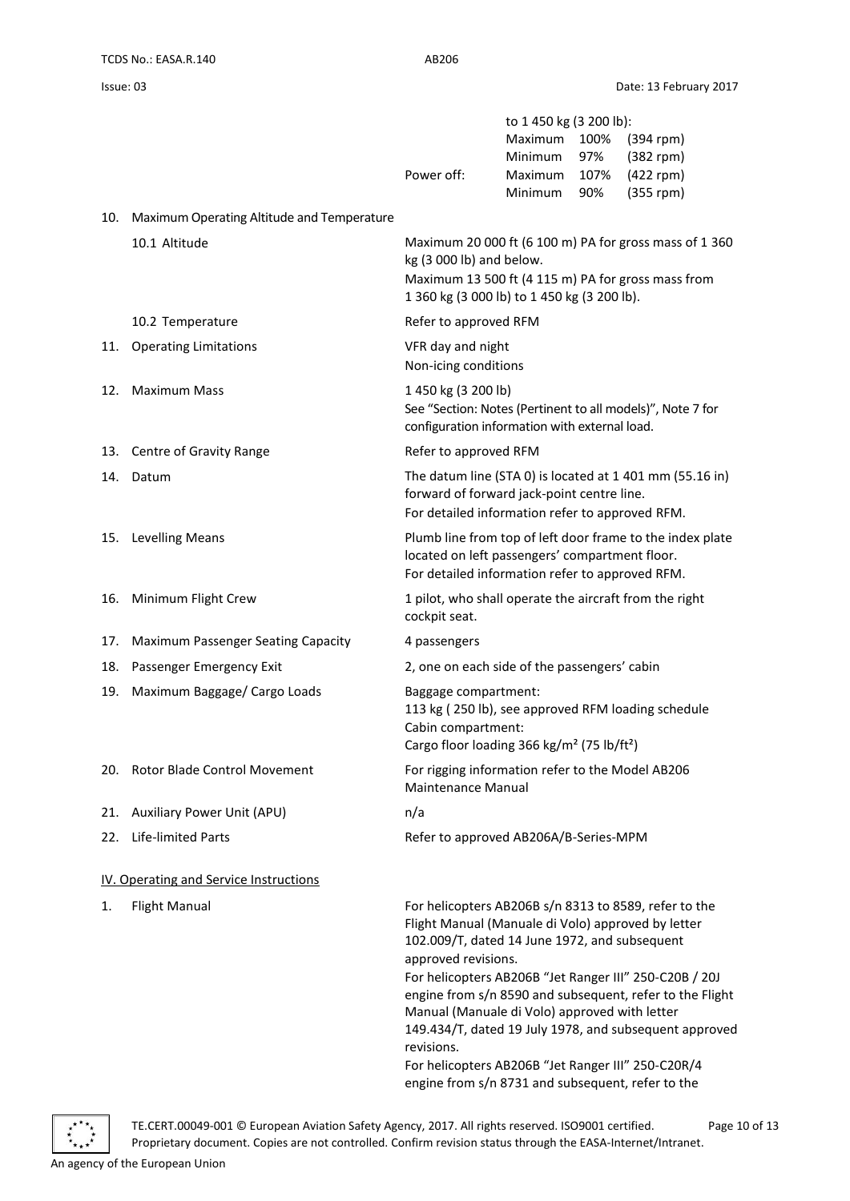| | | |
|---|---|---|
| | | to 1 450 kg (3 200 lb):<br>Maximum 100% (394 rpm)<br>Minimum 97% (382 rpm) |
| | | Power off: Maximum 107% (422 rpm)<br>Minimum 90% (355 rpm) |
| 10. | Maximum Operating Altitude and Temperature | |
| | 10.1 Altitude | Maximum 20 000 ft (6 100 m) PA for gross mass of 1 360 kg (3 000 lb) and below.<br>Maximum 13 500 ft (4 115 m) PA for gross mass from 1 360 kg (3 000 lb) to 1 450 kg (3 200 lb). |
| | 10.2 Temperature | Refer to approved RFM |
| 11. | Operating Limitations | VFR day and night<br>Non-icing conditions |
| 12. | Maximum Mass | 1 450 kg (3 200 lb)<br>See "Section: Notes (Pertinent to all models)", Note 7 for configuration information with external load. |
| 13. | Centre of Gravity Range | Refer to approved RFM |
| 14. | Datum | The datum line (STA 0) is located at 1 401 mm (55.16 in) forward of forward jack-point centre line.<br>For detailed information refer to approved RFM. |
| 15. | Levelling Means | Plumb line from top of left door frame to the index plate located on left passengers' compartment floor.<br>For detailed information refer to approved RFM. |
| 16. | Minimum Flight Crew | 1 pilot, who shall operate the aircraft from the right cockpit seat. |
| 17. | Maximum Passenger Seating Capacity | 4 passengers |
| 18. | Passenger Emergency Exit | 2, one on each side of the passengers' cabin |
| 19. | Maximum Baggage/ Cargo Loads | Baggage compartment:<br>113 kg ( 250 lb), see approved RFM loading schedule<br>Cabin compartment:<br>Cargo floor loading 366 kg/m² (75 lb/ft²) |
| 20. | Rotor Blade Control Movement | For rigging information refer to the Model AB206 Maintenance Manual |
| 21. | Auxiliary Power Unit (APU) | n/a |
| 22. | Life-limited Parts | Refer to approved AB206A/B-Series-MPM |

## IV. Operating and Service Instructions

| | | |
|---|---|---|
| 1. | Flight Manual | For helicopters AB206B s/n 8313 to 8589, refer to the Flight Manual (Manuale di Volo) approved by letter 102.009/T, dated 14 June 1972, and subsequent approved revisions.<br>For helicopters AB206B "Jet Ranger III" 250-C20B / 20J engine from s/n 8590 and subsequent, refer to the Flight Manual (Manuale di Volo) approved with letter 149.434/T, dated 19 July 1978, and subsequent approved revisions.<br>For helicopters AB206B "Jet Ranger III" 250-C20R/4 engine from s/n 8731 and subsequent, refer to the |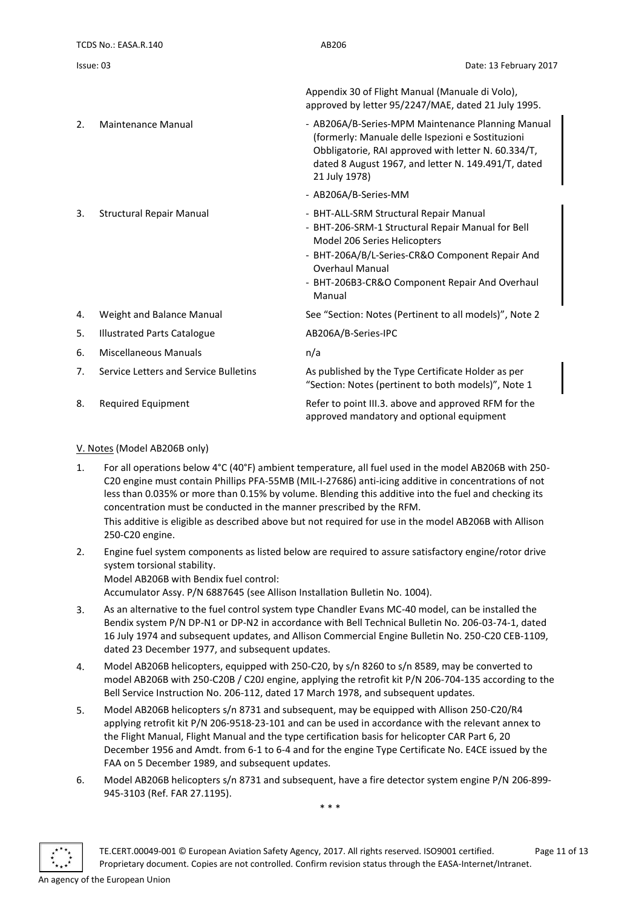| | | |
|---|---|---|
| | | Appendix 30 of Flight Manual (Manuale di Volo), approved by letter 95/2247/MAE, dated 21 July 1995. |
| 2. | Maintenance Manual | - AB206A/B-Series-MPM Maintenance Planning Manual (formerly: Manuale delle Ispezioni e Sostituzioni Obbligatorie, RAI approved with letter N. 60.334/T, dated 8 August 1967, and letter N. 149.491/T, dated 21 July 1978)<br>- AB206A/B-Series-MM |
| 3. | Structural Repair Manual | - BHT-ALL-SRM Structural Repair Manual<br>- BHT-206-SRM-1 Structural Repair Manual for Bell Model 206 Series Helicopters<br>- BHT-206A/B/L-Series-CR&O Component Repair And Overhaul Manual<br>- BHT-206B3-CR&O Component Repair And Overhaul Manual |
| 4. | Weight and Balance Manual | See "Section: Notes (Pertinent to all models)", Note 2 |
| 5. | Illustrated Parts Catalogue | AB206A/B-Series-IPC |
| 6. | Miscellaneous Manuals | n/a |
| 7. | Service Letters and Service Bulletins | As published by the Type Certificate Holder as per "Section: Notes (pertinent to both models)", Note 1 |
| 8. | Required Equipment | Refer to point III.3. above and approved RFM for the approved mandatory and optional equipment |

V. Notes (Model AB206B only)

1. For all operations below 4°C (40°F) ambient temperature, all fuel used in the model AB206B with 250-C20 engine must contain Phillips PFA-55MB (MIL-I-27686) anti-icing additive in concentrations of not less than 0.035% or more than 0.15% by volume. Blending this additive into the fuel and checking its concentration must be conducted in the manner prescribed by the RFM.
   This additive is eligible as described above but not required for use in the model AB206B with Allison 250-C20 engine.
2. Engine fuel system components as listed below are required to assure satisfactory engine/rotor drive system torsional stability.
   Model AB206B with Bendix fuel control:
   Accumulator Assy. P/N 6887645 (see Allison Installation Bulletin No. 1004).
3. As an alternative to the fuel control system type Chandler Evans MC-40 model, can be installed the Bendix system P/N DP-N1 or DP-N2 in accordance with Bell Technical Bulletin No. 206-03-74-1, dated 16 July 1974 and subsequent updates, and Allison Commercial Engine Bulletin No. 250-C20 CEB-1109, dated 23 December 1977, and subsequent updates.
4. Model AB206B helicopters, equipped with 250-C20, by s/n 8260 to s/n 8589, may be converted to model AB206B with 250-C20B / C20J engine, applying the retrofit kit P/N 206-704-135 according to the Bell Service Instruction No. 206-112, dated 17 March 1978, and subsequent updates.
5. Model AB206B helicopters s/n 8731 and subsequent, may be equipped with Allison 250-C20/R4 applying retrofit kit P/N 206-9518-23-101 and can be used in accordance with the relevant annex to the Flight Manual, Flight Manual and the type certification basis for helicopter CAR Part 6, 20 December 1956 and Amdt. from 6-1 to 6-4 and for the engine Type Certificate No. E4CE issued by the FAA on 5 December 1989, and subsequent updates.
6. Model AB206B helicopters s/n 8731 and subsequent, have a fire detector system engine P/N 206-899-945-3103 (Ref. FAR 27.1195).

\* \* \*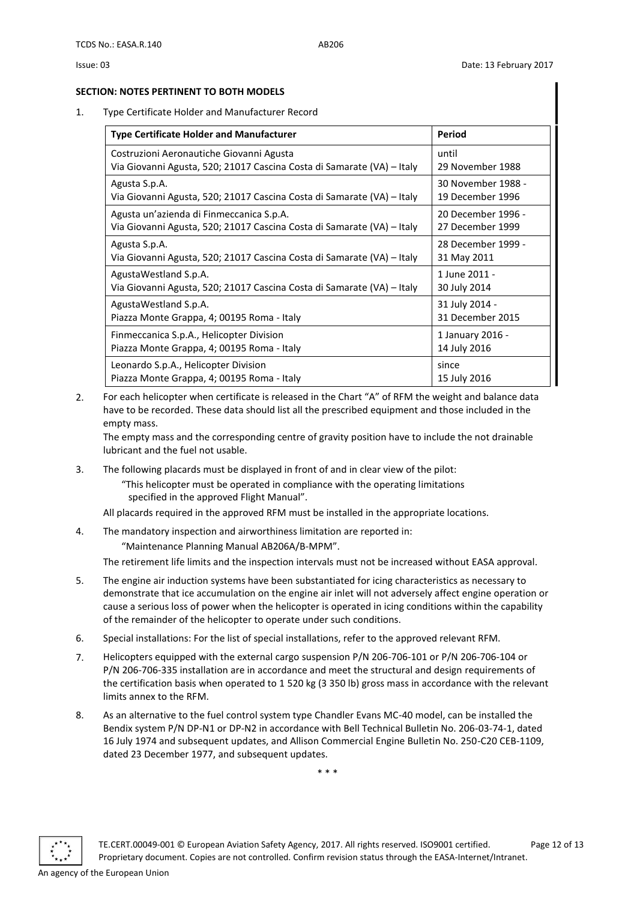## SECTION: NOTES PERTINENT TO BOTH MODELS

1. Type Certificate Holder and Manufacturer Record

| Type Certificate Holder and Manufacturer | Period |
|---|---|
| Costruzioni Aeronautiche Giovanni Agusta<br>Via Giovanni Agusta, 520; 21017 Cascina Costa di Samarate (VA) – Italy | until<br>29 November 1988 |
| Agusta S.p.A.<br>Via Giovanni Agusta, 520; 21017 Cascina Costa di Samarate (VA) – Italy | 30 November 1988 -<br>19 December 1996 |
| Agusta un'azienda di Finmeccanica S.p.A.<br>Via Giovanni Agusta, 520; 21017 Cascina Costa di Samarate (VA) – Italy | 20 December 1996 -<br>27 December 1999 |
| Agusta S.p.A.<br>Via Giovanni Agusta, 520; 21017 Cascina Costa di Samarate (VA) – Italy | 28 December 1999 -<br>31 May 2011 |
| AgustaWestland S.p.A.<br>Via Giovanni Agusta, 520; 21017 Cascina Costa di Samarate (VA) – Italy | 1 June 2011 -<br>30 July 2014 |
| AgustaWestland S.p.A.<br>Piazza Monte Grappa, 4; 00195 Roma - Italy | 31 July 2014 -<br>31 December 2015 |
| Finmeccanica S.p.A., Helicopter Division<br>Piazza Monte Grappa, 4; 00195 Roma - Italy | 1 January 2016 -<br>14 July 2016 |
| Leonardo S.p.A., Helicopter Division<br>Piazza Monte Grappa, 4; 00195 Roma - Italy | since<br>15 July 2016 |

2. For each helicopter when certificate is released in the Chart "A" of RFM the weight and balance data have to be recorded. These data should list all the prescribed equipment and those included in the empty mass.

   The empty mass and the corresponding centre of gravity position have to include the not drainable lubricant and the fuel not usable.

3. The following placards must be displayed in front of and in clear view of the pilot:

   "This helicopter must be operated in compliance with the operating limitations specified in the approved Flight Manual".

   All placards required in the approved RFM must be installed in the appropriate locations.

4. The mandatory inspection and airworthiness limitation are reported in:

   "Maintenance Planning Manual AB206A/B-MPM".

   The retirement life limits and the inspection intervals must not be increased without EASA approval.

5. The engine air induction systems have been substantiated for icing characteristics as necessary to demonstrate that ice accumulation on the engine air inlet will not adversely affect engine operation or cause a serious loss of power when the helicopter is operated in icing conditions within the capability of the remainder of the helicopter to operate under such conditions.

6. Special installations: For the list of special installations, refer to the approved relevant RFM.

7. Helicopters equipped with the external cargo suspension P/N 206-706-101 or P/N 206-706-104 or P/N 206-706-335 installation are in accordance and meet the structural and design requirements of the certification basis when operated to 1 520 kg (3 350 lb) gross mass in accordance with the relevant limits annex to the RFM.

8. As an alternative to the fuel control system type Chandler Evans MC-40 model, can be installed the Bendix system P/N DP-N1 or DP-N2 in accordance with Bell Technical Bulletin No. 206-03-74-1, dated 16 July 1974 and subsequent updates, and Allison Commercial Engine Bulletin No. 250-C20 CEB-1109, dated 23 December 1977, and subsequent updates.

\* \* \*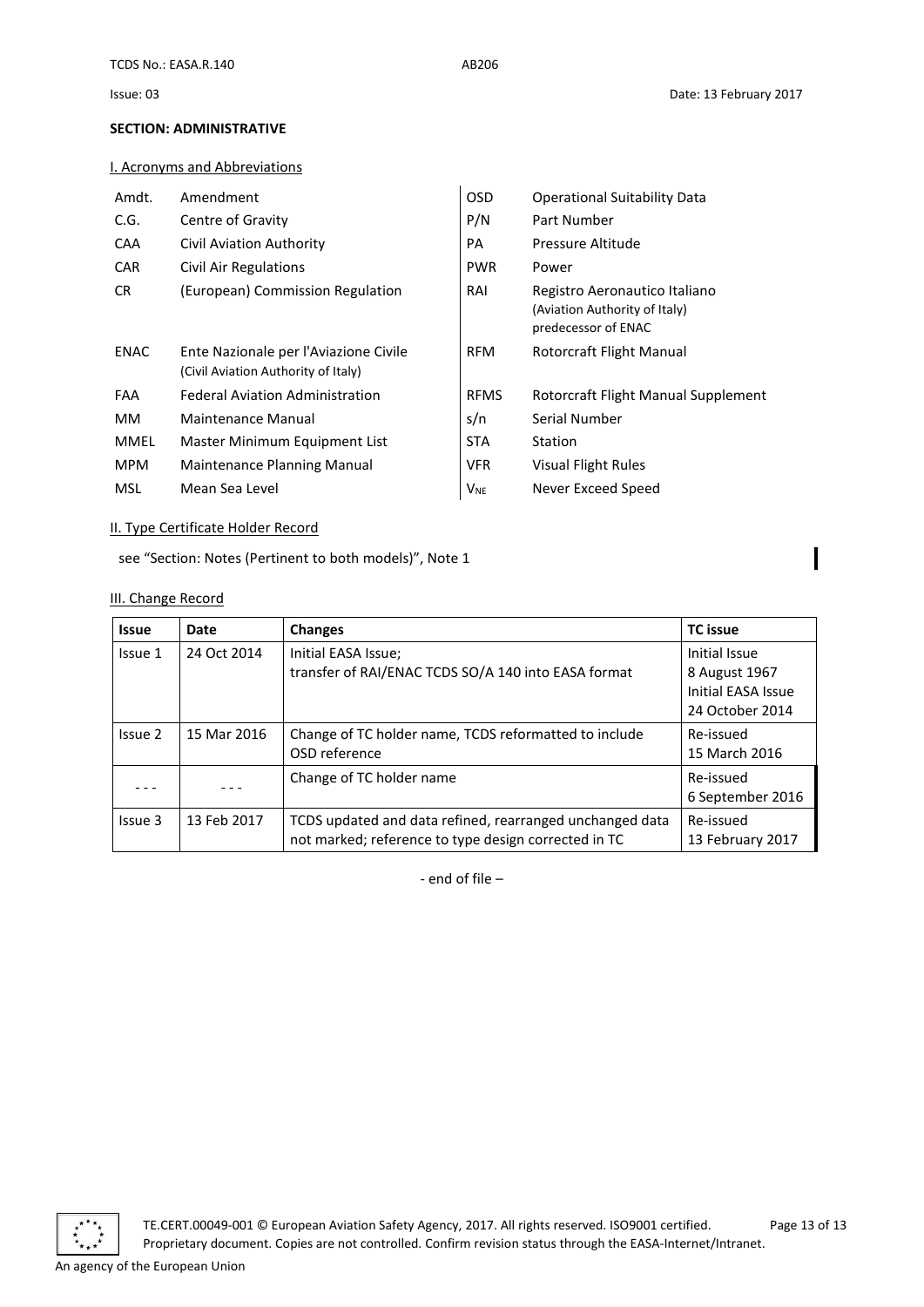## SECTION: ADMINISTRATIVE

### I. Acronyms and Abbreviations

| | | | |
|---|---|---|---|
| Amdt. | Amendment | OSD | Operational Suitability Data |
| C.G. | Centre of Gravity | P/N | Part Number |
| CAA | Civil Aviation Authority | PA | Pressure Altitude |
| CAR | Civil Air Regulations | PWR | Power |
| CR | (European) Commission Regulation | RAI | Registro Aeronautico Italiano (Aviation Authority of Italy) predecessor of ENAC |
| ENAC | Ente Nazionale per l'Aviazione Civile (Civil Aviation Authority of Italy) | RFM | Rotorcraft Flight Manual |
| FAA | Federal Aviation Administration | RFMS | Rotorcraft Flight Manual Supplement |
| MM | Maintenance Manual | s/n | Serial Number |
| MMEL | Master Minimum Equipment List | STA | Station |
| MPM | Maintenance Planning Manual | VFR | Visual Flight Rules |
| MSL | Mean Sea Level | $V_{NE}$ | Never Exceed Speed |

### II. Type Certificate Holder Record

see "Section: Notes (Pertinent to both models)", Note 1

### III. Change Record

| Issue | Date | Changes | TC issue |
|---|---|---|---|
| Issue 1 | 24 Oct 2014 | Initial EASA Issue; transfer of RAI/ENAC TCDS SO/A 140 into EASA format | Initial Issue 8 August 1967 Initial EASA Issue 24 October 2014 |
| Issue 2 | 15 Mar 2016 | Change of TC holder name, TCDS reformatted to include OSD reference | Re-issued 15 March 2016 |
| - - - | - - - | Change of TC holder name | Re-issued 6 September 2016 |
| Issue 3 | 13 Feb 2017 | TCDS updated and data refined, rearranged unchanged data not marked; reference to type design corrected in TC | Re-issued 13 February 2017 |

- end of file –